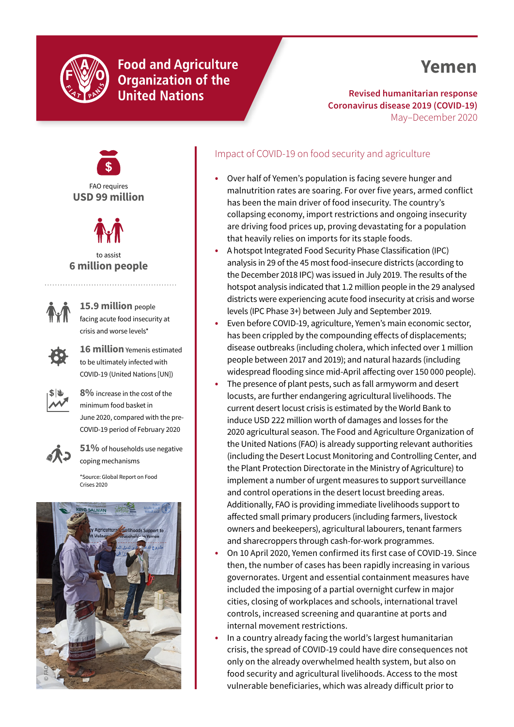Food and Agriculture Organization of the United Nations

# Yemen

**Revised humanitarian response**
**Coronavirus disease 2019 (COVID-19)**
May–December 2020

FAO requires
**USD 99 million**

to assist
**6 million people**

**15.9 million** people facing acute food insecurity at crisis and worse levels*

**16 million** Yemenis estimated to be ultimately infected with COVID-19 (United Nations [UN])

**8%** increase in the cost of the minimum food basket in June 2020, compared with the pre-COVID-19 period of February 2020

**51%** of households use negative coping mechanisms

*Source: Global Report on Food Crises 2020

© FAO

## Impact of COVID-19 on food security and agriculture

- Over half of Yemen's population is facing severe hunger and malnutrition rates are soaring. For over five years, armed conflict has been the main driver of food insecurity. The country's collapsing economy, import restrictions and ongoing insecurity are driving food prices up, proving devastating for a population that heavily relies on imports for its staple foods.
- A hotspot Integrated Food Security Phase Classification (IPC) analysis in 29 of the 45 most food-insecure districts (according to the December 2018 IPC) was issued in July 2019. The results of the hotspot analysis indicated that 1.2 million people in the 29 analysed districts were experiencing acute food insecurity at crisis and worse levels (IPC Phase 3+) between July and September 2019.
- Even before COVID-19, agriculture, Yemen's main economic sector, has been crippled by the compounding effects of displacements; disease outbreaks (including cholera, which infected over 1 million people between 2017 and 2019); and natural hazards (including widespread flooding since mid-April affecting over 150 000 people).
- The presence of plant pests, such as fall armyworm and desert locusts, are further endangering agricultural livelihoods. The current desert locust crisis is estimated by the World Bank to induce USD 222 million worth of damages and losses for the 2020 agricultural season. The Food and Agriculture Organization of the United Nations (FAO) is already supporting relevant authorities (including the Desert Locust Monitoring and Controlling Center, and the Plant Protection Directorate in the Ministry of Agriculture) to implement a number of urgent measures to support surveillance and control operations in the desert locust breeding areas. Additionally, FAO is providing immediate livelihoods support to affected small primary producers (including farmers, livestock owners and beekeepers), agricultural labourers, tenant farmers and sharecroppers through cash-for-work programmes.
- On 10 April 2020, Yemen confirmed its first case of COVID-19. Since then, the number of cases has been rapidly increasing in various governorates. Urgent and essential containment measures have included the imposing of a partial overnight curfew in major cities, closing of workplaces and schools, international travel controls, increased screening and quarantine at ports and internal movement restrictions.
- In a country already facing the world's largest humanitarian crisis, the spread of COVID-19 could have dire consequences not only on the already overwhelmed health system, but also on food security and agricultural livelihoods. Access to the most vulnerable beneficiaries, which was already difficult prior to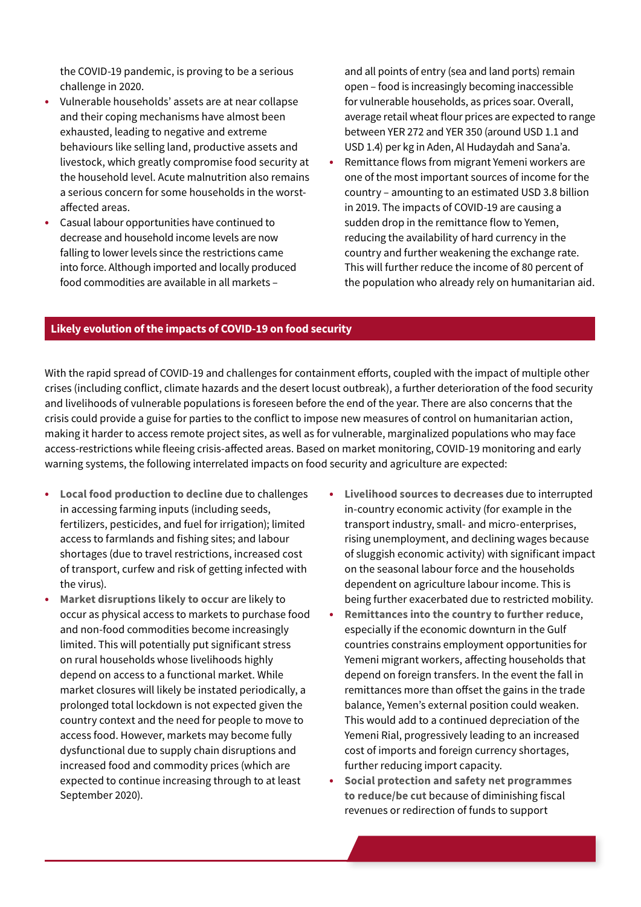the COVID-19 pandemic, is proving to be a serious challenge in 2020.

- Vulnerable households' assets are at near collapse and their coping mechanisms have almost been exhausted, leading to negative and extreme behaviours like selling land, productive assets and livestock, which greatly compromise food security at the household level. Acute malnutrition also remains a serious concern for some households in the worst-affected areas.
- Casual labour opportunities have continued to decrease and household income levels are now falling to lower levels since the restrictions came into force. Although imported and locally produced food commodities are available in all markets – and all points of entry (sea and land ports) remain open – food is increasingly becoming inaccessible for vulnerable households, as prices soar. Overall, average retail wheat flour prices are expected to range between YER 272 and YER 350 (around USD 1.1 and USD 1.4) per kg in Aden, Al Hudaydah and Sana'a.
- Remittance flows from migrant Yemeni workers are one of the most important sources of income for the country – amounting to an estimated USD 3.8 billion in 2019. The impacts of COVID-19 are causing a sudden drop in the remittance flow to Yemen, reducing the availability of hard currency in the country and further weakening the exchange rate. This will further reduce the income of 80 percent of the population who already rely on humanitarian aid.

## Likely evolution of the impacts of COVID-19 on food security

With the rapid spread of COVID-19 and challenges for containment efforts, coupled with the impact of multiple other crises (including conflict, climate hazards and the desert locust outbreak), a further deterioration of the food security and livelihoods of vulnerable populations is foreseen before the end of the year. There are also concerns that the crisis could provide a guise for parties to the conflict to impose new measures of control on humanitarian action, making it harder to access remote project sites, as well as for vulnerable, marginalized populations who may face access-restrictions while fleeing crisis-affected areas. Based on market monitoring, COVID-19 monitoring and early warning systems, the following interrelated impacts on food security and agriculture are expected:

- **Local food production to decline** due to challenges in accessing farming inputs (including seeds, fertilizers, pesticides, and fuel for irrigation); limited access to farmlands and fishing sites; and labour shortages (due to travel restrictions, increased cost of transport, curfew and risk of getting infected with the virus).
- **Market disruptions likely to occur** are likely to occur as physical access to markets to purchase food and non-food commodities become increasingly limited. This will potentially put significant stress on rural households whose livelihoods highly depend on access to a functional market. While market closures will likely be instated periodically, a prolonged total lockdown is not expected given the country context and the need for people to move to access food. However, markets may become fully dysfunctional due to supply chain disruptions and increased food and commodity prices (which are expected to continue increasing through to at least September 2020).
- **Livelihood sources to decreases** due to interrupted in-country economic activity (for example in the transport industry, small- and micro-enterprises, rising unemployment, and declining wages because of sluggish economic activity) with significant impact on the seasonal labour force and the households dependent on agriculture labour income. This is being further exacerbated due to restricted mobility.
- **Remittances into the country to further reduce**, especially if the economic downturn in the Gulf countries constrains employment opportunities for Yemeni migrant workers, affecting households that depend on foreign transfers. In the event the fall in remittances more than offset the gains in the trade balance, Yemen's external position could weaken. This would add to a continued depreciation of the Yemeni Rial, progressively leading to an increased cost of imports and foreign currency shortages, further reducing import capacity.
- **Social protection and safety net programmes to reduce/be cut** because of diminishing fiscal revenues or redirection of funds to support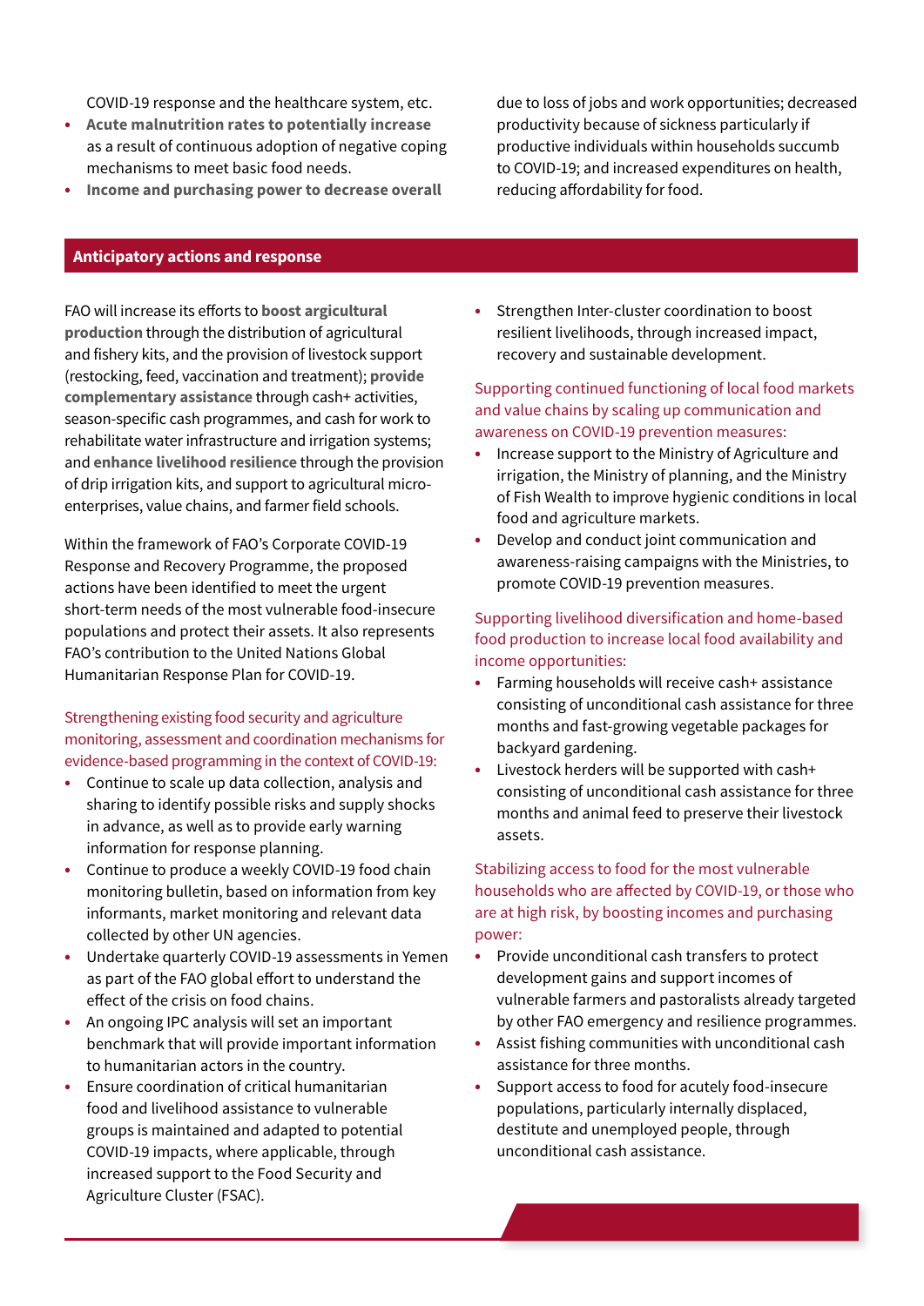COVID-19 response and the healthcare system, etc.

- **Acute malnutrition rates to potentially increase** as a result of continuous adoption of negative coping mechanisms to meet basic food needs.
- **Income and purchasing power to decrease overall** due to loss of jobs and work opportunities; decreased productivity because of sickness particularly if productive individuals within households succumb to COVID-19; and increased expenditures on health, reducing affordability for food.

## Anticipatory actions and response

FAO will increase its efforts to **boost argicultural production** through the distribution of agricultural and fishery kits, and the provision of livestock support (restocking, feed, vaccination and treatment); **provide complementary assistance** through cash+ activities, season-specific cash programmes, and cash for work to rehabilitate water infrastructure and irrigation systems; and **enhance livelihood resilience** through the provision of drip irrigation kits, and support to agricultural micro-enterprises, value chains, and farmer field schools.

Within the framework of FAO's Corporate COVID-19 Response and Recovery Programme, the proposed actions have been identified to meet the urgent short-term needs of the most vulnerable food-insecure populations and protect their assets. It also represents FAO's contribution to the United Nations Global Humanitarian Response Plan for COVID-19.

### Strengthening existing food security and agriculture monitoring, assessment and coordination mechanisms for evidence-based programming in the context of COVID-19:

- Continue to scale up data collection, analysis and sharing to identify possible risks and supply shocks in advance, as well as to provide early warning information for response planning.
- Continue to produce a weekly COVID-19 food chain monitoring bulletin, based on information from key informants, market monitoring and relevant data collected by other UN agencies.
- Undertake quarterly COVID-19 assessments in Yemen as part of the FAO global effort to understand the effect of the crisis on food chains.
- An ongoing IPC analysis will set an important benchmark that will provide important information to humanitarian actors in the country.
- Ensure coordination of critical humanitarian food and livelihood assistance to vulnerable groups is maintained and adapted to potential COVID-19 impacts, where applicable, through increased support to the Food Security and Agriculture Cluster (FSAC).
- Strengthen Inter-cluster coordination to boost resilient livelihoods, through increased impact, recovery and sustainable development.

### Supporting continued functioning of local food markets and value chains by scaling up communication and awareness on COVID-19 prevention measures:

- Increase support to the Ministry of Agriculture and irrigation, the Ministry of planning, and the Ministry of Fish Wealth to improve hygienic conditions in local food and agriculture markets.
- Develop and conduct joint communication and awareness-raising campaigns with the Ministries, to promote COVID-19 prevention measures.

### Supporting livelihood diversification and home-based food production to increase local food availability and income opportunities:

- Farming households will receive cash+ assistance consisting of unconditional cash assistance for three months and fast-growing vegetable packages for backyard gardening.
- Livestock herders will be supported with cash+ consisting of unconditional cash assistance for three months and animal feed to preserve their livestock assets.

### Stabilizing access to food for the most vulnerable households who are affected by COVID-19, or those who are at high risk, by boosting incomes and purchasing power:

- Provide unconditional cash transfers to protect development gains and support incomes of vulnerable farmers and pastoralists already targeted by other FAO emergency and resilience programmes.
- Assist fishing communities with unconditional cash assistance for three months.
- Support access to food for acutely food-insecure populations, particularly internally displaced, destitute and unemployed people, through unconditional cash assistance.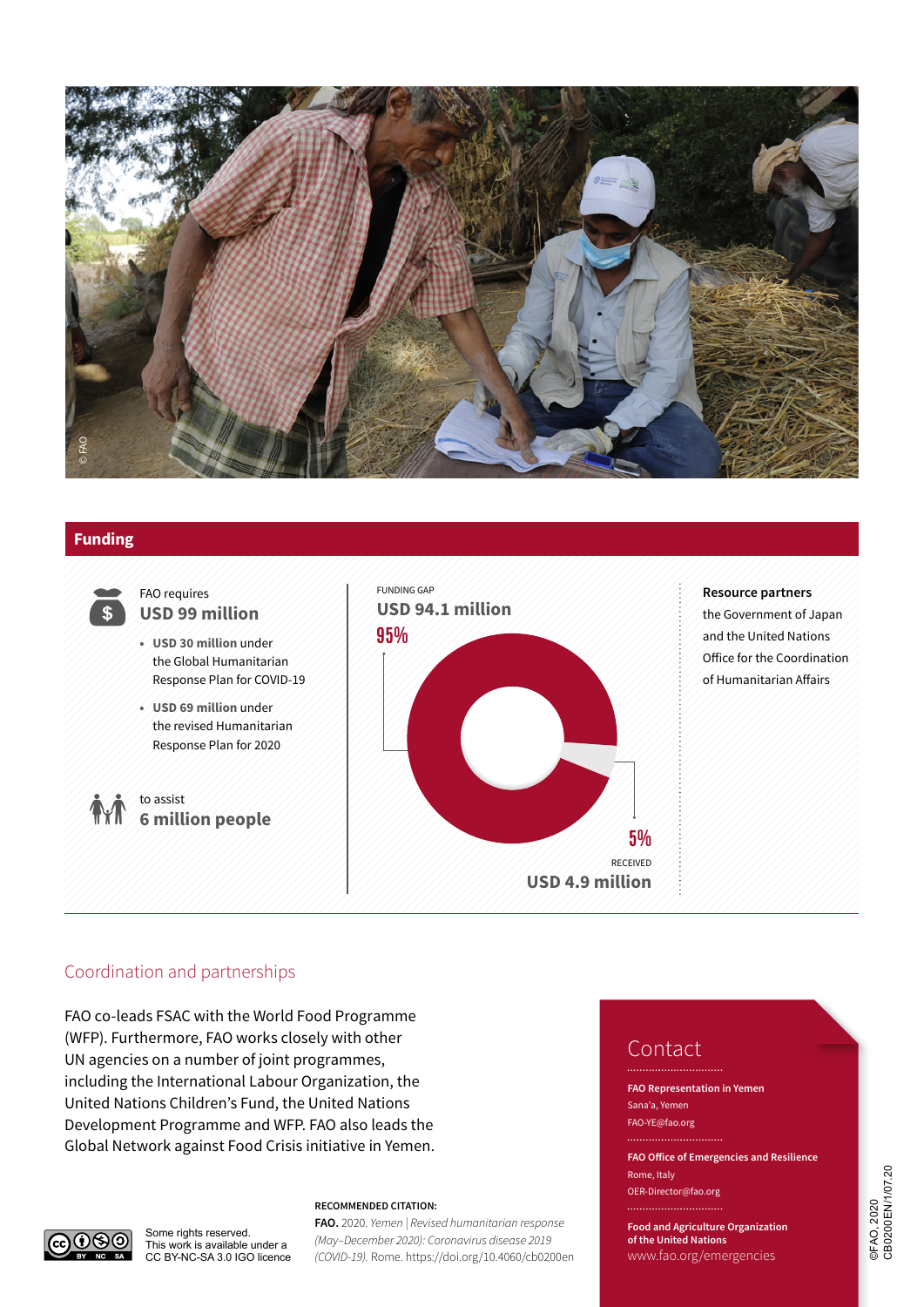## Funding

FAO requires
**USD 99 million**

- **USD 30 million** under the Global Humanitarian Response Plan for COVID-19
- **USD 69 million** under the revised Humanitarian Response Plan for 2020

to assist
**6 million people**

FUNDING GAP
**USD 94.1 million**
95%

5%
RECEIVED
**USD 4.9 million**

**Resource partners**
the Government of Japan and the United Nations Office for the Coordination of Humanitarian Affairs

## Coordination and partnerships

FAO co-leads FSAC with the World Food Programme (WFP). Furthermore, FAO works closely with other UN agencies on a number of joint programmes, including the International Labour Organization, the United Nations Children's Fund, the United Nations Development Programme and WFP. FAO also leads the Global Network against Food Crisis initiative in Yemen.

## Contact

**FAO Representation in Yemen**
Sana'a, Yemen
FAO-YE@fao.org

**FAO Office of Emergencies and Resilience**
Rome, Italy
OER-Director@fao.org

**Food and Agriculture Organization of the United Nations**
www.fao.org/emergencies

Some rights reserved.
This work is available under a CC BY-NC-SA 3.0 IGO licence

**RECOMMENDED CITATION:**
**FAO.** 2020. *Yemen | Revised humanitarian response (May–December 2020): Coronavirus disease 2019 (COVID-19).* Rome. https://doi.org/10.4060/cb0200en

©FAO, 2020
CB0200EN/1/07.20